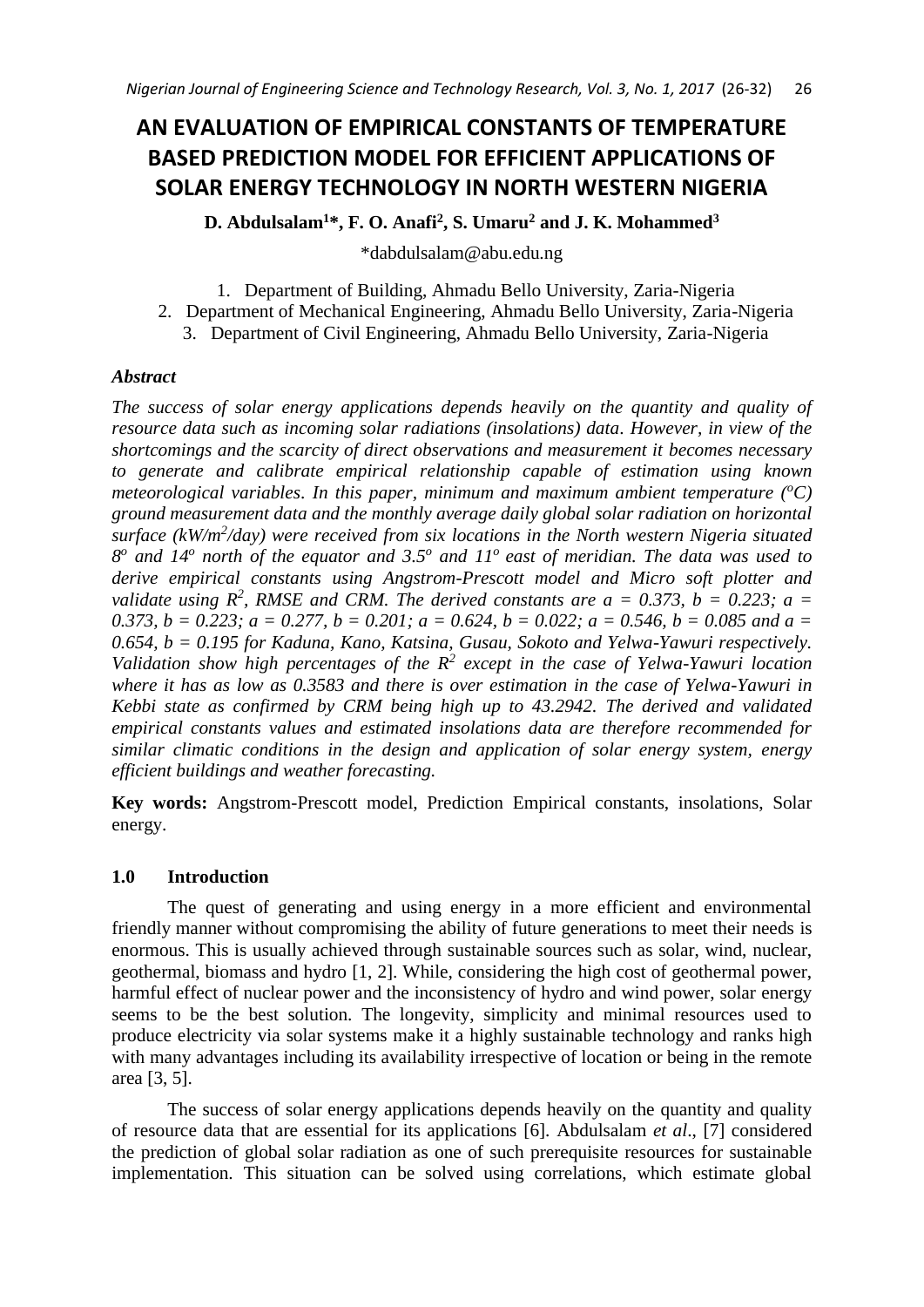# AN EVALUATION OF EMPIRICAL CONSTANTS OF TEMPERATURE BASED PREDICTION MODEL FOR EFFICIENT APPLICATIONS OF SOLAR ENERGY TECHNOLOGY IN NORTH WESTERN NIGERIA

**D. Abdulsalam[1]\*, F. O. Anafi[2], S. Umaru[2] and J. K. Mohammed[3]**

\*dabdulsalam@abu.edu.ng

1. Department of Building, Ahmadu Bello University, Zaria-Nigeria
2. Department of Mechanical Engineering, Ahmadu Bello University, Zaria-Nigeria
3. Department of Civil Engineering, Ahmadu Bello University, Zaria-Nigeria

### *Abstract*

*The success of solar energy applications depends heavily on the quantity and quality of resource data such as incoming solar radiations (insolations) data. However, in view of the shortcomings and the scarcity of direct observations and measurement it becomes necessary to generate and calibrate empirical relationship capable of estimation using known meteorological variables. In this paper, minimum and maximum ambient temperature ($^oC$) ground measurement data and the monthly average daily global solar radiation on horizontal surface ($kW/m^2/day$) were received from six locations in the North western Nigeria situated $8^o$ and $14^o$ north of the equator and $3.5^o$ and $11^o$ east of meridian. The data was used to derive empirical constants using Angstrom-Prescott model and Micro soft plotter and validate using $R^2$, RMSE and CRM. The derived constants are $a = 0.373$, $b = 0.223$; $a = 0.373$, $b = 0.223$; $a = 0.277$, $b = 0.201$; $a = 0.624$, $b = 0.022$; $a = 0.546$, $b = 0.085$ and $a = 0.654$, $b = 0.195$ for Kaduna, Kano, Katsina, Gusau, Sokoto and Yelwa-Yawuri respectively. Validation show high percentages of the $R^2$ except in the case of Yelwa-Yawuri location where it has as low as 0.3583 and there is over estimation in the case of Yelwa-Yawuri in Kebbi state as confirmed by CRM being high up to 43.2942. The derived and validated empirical constants values and estimated insolations data are therefore recommended for similar climatic conditions in the design and application of solar energy system, energy efficient buildings and weather forecasting.*

**Key words:** Angstrom-Prescott model, Prediction Empirical constants, insolations, Solar energy.

## 1.0 Introduction

The quest of generating and using energy in a more efficient and environmental friendly manner without compromising the ability of future generations to meet their needs is enormous. This is usually achieved through sustainable sources such as solar, wind, nuclear, geothermal, biomass and hydro [1, 2]. While, considering the high cost of geothermal power, harmful effect of nuclear power and the inconsistency of hydro and wind power, solar energy seems to be the best solution. The longevity, simplicity and minimal resources used to produce electricity via solar systems make it a highly sustainable technology and ranks high with many advantages including its availability irrespective of location or being in the remote area [3, 5].

The success of solar energy applications depends heavily on the quantity and quality of resource data that are essential for its applications [6]. Abdulsalam *et al*., [7] considered the prediction of global solar radiation as one of such prerequisite resources for sustainable implementation. This situation can be solved using correlations, which estimate global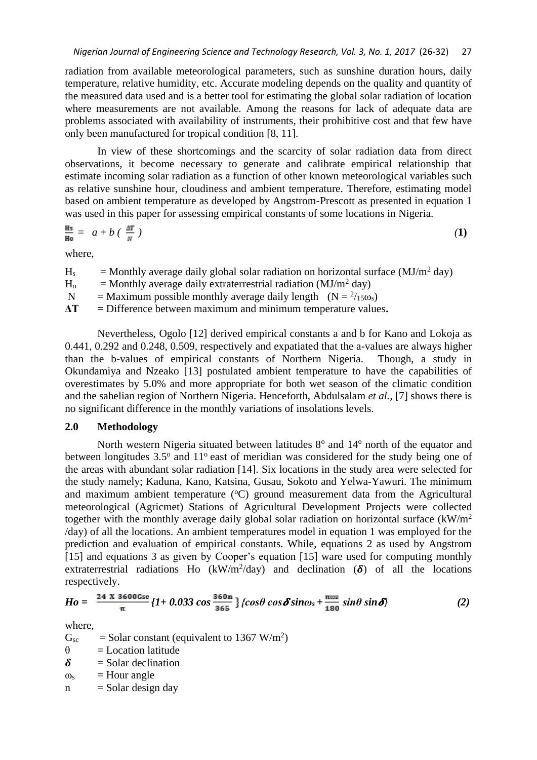radiation from available meteorological parameters, such as sunshine duration hours, daily temperature, relative humidity, etc. Accurate modeling depends on the quality and quantity of the measured data used and is a better tool for estimating the global solar radiation of location where measurements are not available. Among the reasons for lack of adequate data are problems associated with availability of instruments, their prohibitive cost and that few have only been manufactured for tropical condition [8, 11].

In view of these shortcomings and the scarcity of solar radiation data from direct observations, it become necessary to generate and calibrate empirical relationship that estimate incoming solar radiation as a function of other known meteorological variables such as relative sunshine hour, cloudiness and ambient temperature. Therefore, estimating model based on ambient temperature as developed by Angstrom-Prescott as presented in equation 1 was used in this paper for assessing empirical constants of some locations in Nigeria.

$$\frac{H_s}{H_o} = a + b\left(\frac{\Delta T}{N}\right) \quad (1)$$

where,

$H_s$ = Monthly average daily global solar radiation on horizontal surface ($MJ/m^2$ day)
$H_o$ = Monthly average daily extraterrestrial radiation ($MJ/m^2$ day)
$N$ = Maximum possible monthly average daily length ($N = {}^{2}/_{15}\omega_s$)
**$\Delta T$** **=** Difference between maximum and minimum temperature values**.**

Nevertheless, Ogolo [12] derived empirical constants a and b for Kano and Lokoja as 0.441, 0.292 and 0.248, 0.509, respectively and expatiated that the a-values are always higher than the b-values of empirical constants of Northern Nigeria. Though, a study in Okundamiya and Nzeako [13] postulated ambient temperature to have the capabilities of overestimates by 5.0% and more appropriate for both wet season of the climatic condition and the sahelian region of Northern Nigeria. Henceforth, Abdulsalam *et al.*, [7] shows there is no significant difference in the monthly variations of insolations levels.

## 2.0 Methodology

North western Nigeria situated between latitudes 8° and 14° north of the equator and between longitudes 3.5° and 11° east of meridian was considered for the study being one of the areas with abundant solar radiation [14]. Six locations in the study area were selected for the study namely; Kaduna, Kano, Katsina, Gusau, Sokoto and Yelwa-Yawuri. The minimum and maximum ambient temperature (°C) ground measurement data from the Agricultural meteorological (Agricmet) Stations of Agricultural Development Projects were collected together with the monthly average daily global solar radiation on horizontal surface ($kW/m^2$/day) of all the locations. An ambient temperatures model in equation 1 was employed for the prediction and evaluation of empirical constants. While, equations 2 as used by Angstrom [15] and equations 3 as given by Cooper's equation [15] ware used for computing monthly extraterrestrial radiations Ho ($kW/m^2$/day) and declination ($\boldsymbol{\delta}$) of all the locations respectively.

$$H_o = \frac{24 \times 3600 G_{sc}}{\pi}\left\{1 + 0.033\cos\frac{360n}{365}\right\}\left\{\cos\theta\cos\boldsymbol{\delta}\sin\omega_s + \frac{\pi\omega_s}{180}\sin\theta\sin\boldsymbol{\delta}\right\} \quad (2)$$

where,

$G_{sc}$ = Solar constant (equivalent to 1367 $W/m^2$)
$\theta$ = Location latitude
$\boldsymbol{\delta}$ = Solar declination
$\omega_s$ = Hour angle
$n$ = Solar design day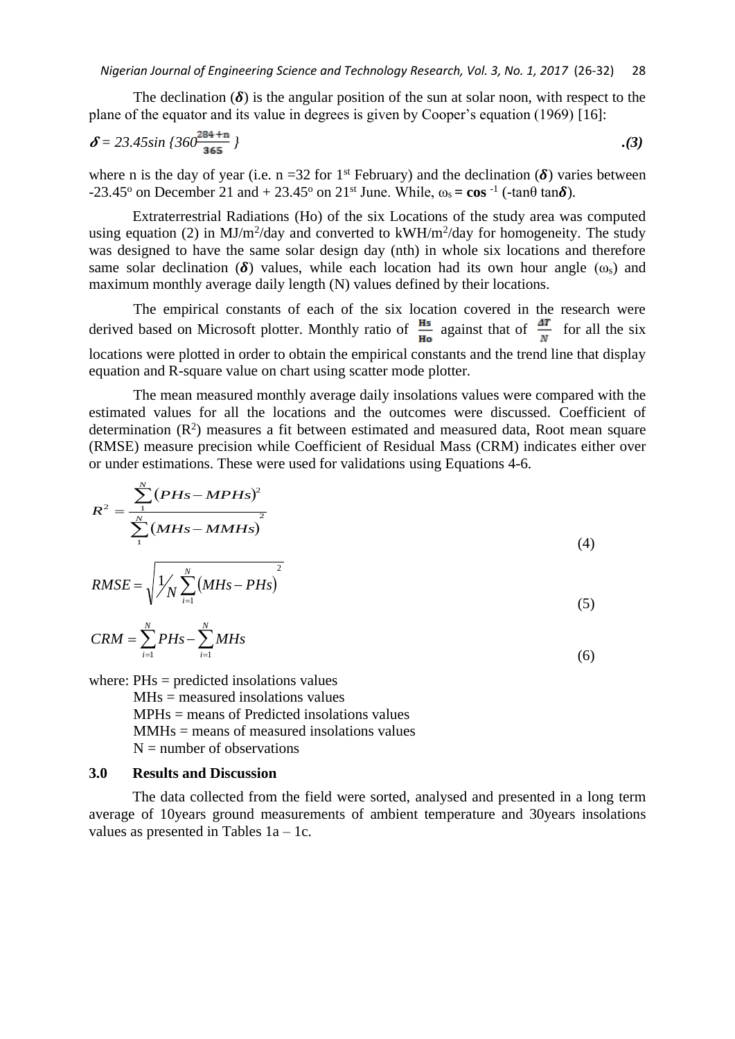The declination ($\boldsymbol{\delta}$) is the angular position of the sun at solar noon, with respect to the plane of the equator and its value in degrees is given by Cooper's equation (1969) [16]:

$$\boldsymbol{\delta} = 23.45\sin\left\{360\frac{284+n}{365}\right\} \qquad .(3)$$

where n is the day of year (i.e. n =32 for 1st February) and the declination ($\boldsymbol{\delta}$) varies between -23.45° on December 21 and + 23.45° on 21st June. While, $\omega_s = \mathbf{cos}^{-1}(-\tan\theta \tan\boldsymbol{\delta})$.

Extraterrestrial Radiations (Ho) of the six Locations of the study area was computed using equation (2) in MJ/m$^2$/day and converted to kWH/m$^2$/day for homogeneity. The study was designed to have the same solar design day (nth) in whole six locations and therefore same solar declination ($\boldsymbol{\delta}$) values, while each location had its own hour angle ($\omega_s$) and maximum monthly average daily length (N) values defined by their locations.

The empirical constants of each of the six location covered in the research were derived based on Microsoft plotter. Monthly ratio of $\frac{\mathbf{Hs}}{\mathbf{Ho}}$ against that of $\frac{\Delta T}{N}$ for all the six locations were plotted in order to obtain the empirical constants and the trend line that display equation and R-square value on chart using scatter mode plotter.

The mean measured monthly average daily insolations values were compared with the estimated values for all the locations and the outcomes were discussed. Coefficient of determination ($R^2$) measures a fit between estimated and measured data, Root mean square (RMSE) measure precision while Coefficient of Residual Mass (CRM) indicates either over or under estimations. These were used for validations using Equations 4-6.

$$R^2 = \frac{\sum_{1}^{N}(PHs - MPHs)^2}{\sum_{1}^{N}(MHs - MMHs)^2} \qquad (4)$$

$$RMSE = \sqrt{\frac{1}{N}\sum_{i=1}^{N}(MHs - PHs)^2} \qquad (5)$$

$$CRM = \sum_{i=1}^{N} PHs - \sum_{i=1}^{N} MHs \qquad (6)$$

where: PHs = predicted insolations values
MHs = measured insolations values
MPHs = means of Predicted insolations values
MMHs = means of measured insolations values
N = number of observations

## 3.0 Results and Discussion

The data collected from the field were sorted, analysed and presented in a long term average of 10years ground measurements of ambient temperature and 30years insolations values as presented in Tables 1a – 1c.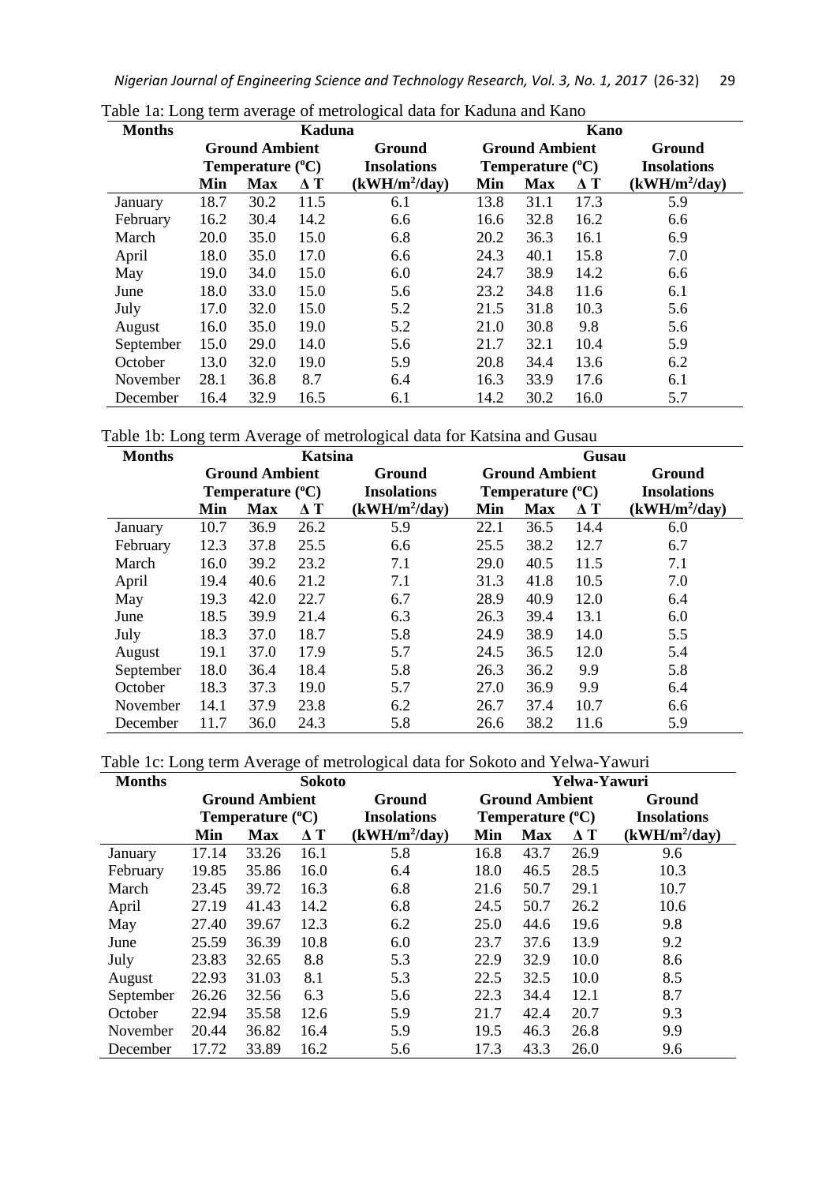Table 1a: Long term average of metrological data for Kaduna and Kano

| Months | Kaduna | | | | Kano | | | |
|---|---|---|---|---|---|---|---|---|
| | Ground Ambient Temperature (°C) | | | Ground Insolations | Ground Ambient Temperature (°C) | | | Ground Insolations |
| | Min | Max | Δ T | (kWH/m²/day) | Min | Max | Δ T | (kWH/m²/day) |
| January | 18.7 | 30.2 | 11.5 | 6.1 | 13.8 | 31.1 | 17.3 | 5.9 |
| February | 16.2 | 30.4 | 14.2 | 6.6 | 16.6 | 32.8 | 16.2 | 6.6 |
| March | 20.0 | 35.0 | 15.0 | 6.8 | 20.2 | 36.3 | 16.1 | 6.9 |
| April | 18.0 | 35.0 | 17.0 | 6.6 | 24.3 | 40.1 | 15.8 | 7.0 |
| May | 19.0 | 34.0 | 15.0 | 6.0 | 24.7 | 38.9 | 14.2 | 6.6 |
| June | 18.0 | 33.0 | 15.0 | 5.6 | 23.2 | 34.8 | 11.6 | 6.1 |
| July | 17.0 | 32.0 | 15.0 | 5.2 | 21.5 | 31.8 | 10.3 | 5.6 |
| August | 16.0 | 35.0 | 19.0 | 5.2 | 21.0 | 30.8 | 9.8 | 5.6 |
| September | 15.0 | 29.0 | 14.0 | 5.6 | 21.7 | 32.1 | 10.4 | 5.9 |
| October | 13.0 | 32.0 | 19.0 | 5.9 | 20.8 | 34.4 | 13.6 | 6.2 |
| November | 28.1 | 36.8 | 8.7 | 6.4 | 16.3 | 33.9 | 17.6 | 6.1 |
| December | 16.4 | 32.9 | 16.5 | 6.1 | 14.2 | 30.2 | 16.0 | 5.7 |

Table 1b: Long term Average of metrological data for Katsina and Gusau

| Months | Katsina | | | | Gusau | | | |
|---|---|---|---|---|---|---|---|---|
| | Ground Ambient Temperature (°C) | | | Ground Insolations | Ground Ambient Temperature (°C) | | | Ground Insolations |
| | Min | Max | Δ T | (kWH/m²/day) | Min | Max | Δ T | (kWH/m²/day) |
| January | 10.7 | 36.9 | 26.2 | 5.9 | 22.1 | 36.5 | 14.4 | 6.0 |
| February | 12.3 | 37.8 | 25.5 | 6.6 | 25.5 | 38.2 | 12.7 | 6.7 |
| March | 16.0 | 39.2 | 23.2 | 7.1 | 29.0 | 40.5 | 11.5 | 7.1 |
| April | 19.4 | 40.6 | 21.2 | 7.1 | 31.3 | 41.8 | 10.5 | 7.0 |
| May | 19.3 | 42.0 | 22.7 | 6.7 | 28.9 | 40.9 | 12.0 | 6.4 |
| June | 18.5 | 39.9 | 21.4 | 6.3 | 26.3 | 39.4 | 13.1 | 6.0 |
| July | 18.3 | 37.0 | 18.7 | 5.8 | 24.9 | 38.9 | 14.0 | 5.5 |
| August | 19.1 | 37.0 | 17.9 | 5.7 | 24.5 | 36.5 | 12.0 | 5.4 |
| September | 18.0 | 36.4 | 18.4 | 5.8 | 26.3 | 36.2 | 9.9 | 5.8 |
| October | 18.3 | 37.3 | 19.0 | 5.7 | 27.0 | 36.9 | 9.9 | 6.4 |
| November | 14.1 | 37.9 | 23.8 | 6.2 | 26.7 | 37.4 | 10.7 | 6.6 |
| December | 11.7 | 36.0 | 24.3 | 5.8 | 26.6 | 38.2 | 11.6 | 5.9 |

Table 1c: Long term Average of metrological data for Sokoto and Yelwa-Yawuri

| Months | Sokoto | | | | Yelwa-Yawuri | | | |
|---|---|---|---|---|---|---|---|---|
| | Ground Ambient Temperature (°C) | | | Ground Insolations | Ground Ambient Temperature (°C) | | | Ground Insolations |
| | Min | Max | Δ T | (kWH/m²/day) | Min | Max | Δ T | (kWH/m²/day) |
| January | 17.14 | 33.26 | 16.1 | 5.8 | 16.8 | 43.7 | 26.9 | 9.6 |
| February | 19.85 | 35.86 | 16.0 | 6.4 | 18.0 | 46.5 | 28.5 | 10.3 |
| March | 23.45 | 39.72 | 16.3 | 6.8 | 21.6 | 50.7 | 29.1 | 10.7 |
| April | 27.19 | 41.43 | 14.2 | 6.8 | 24.5 | 50.7 | 26.2 | 10.6 |
| May | 27.40 | 39.67 | 12.3 | 6.2 | 25.0 | 44.6 | 19.6 | 9.8 |
| June | 25.59 | 36.39 | 10.8 | 6.0 | 23.7 | 37.6 | 13.9 | 9.2 |
| July | 23.83 | 32.65 | 8.8 | 5.3 | 22.9 | 32.9 | 10.0 | 8.6 |
| August | 22.93 | 31.03 | 8.1 | 5.3 | 22.5 | 32.5 | 10.0 | 8.5 |
| September | 26.26 | 32.56 | 6.3 | 5.6 | 22.3 | 34.4 | 12.1 | 8.7 |
| October | 22.94 | 35.58 | 12.6 | 5.9 | 21.7 | 42.4 | 20.7 | 9.3 |
| November | 20.44 | 36.82 | 16.4 | 5.9 | 19.5 | 46.3 | 26.8 | 9.9 |
| December | 17.72 | 33.89 | 16.2 | 5.6 | 17.3 | 43.3 | 26.0 | 9.6 |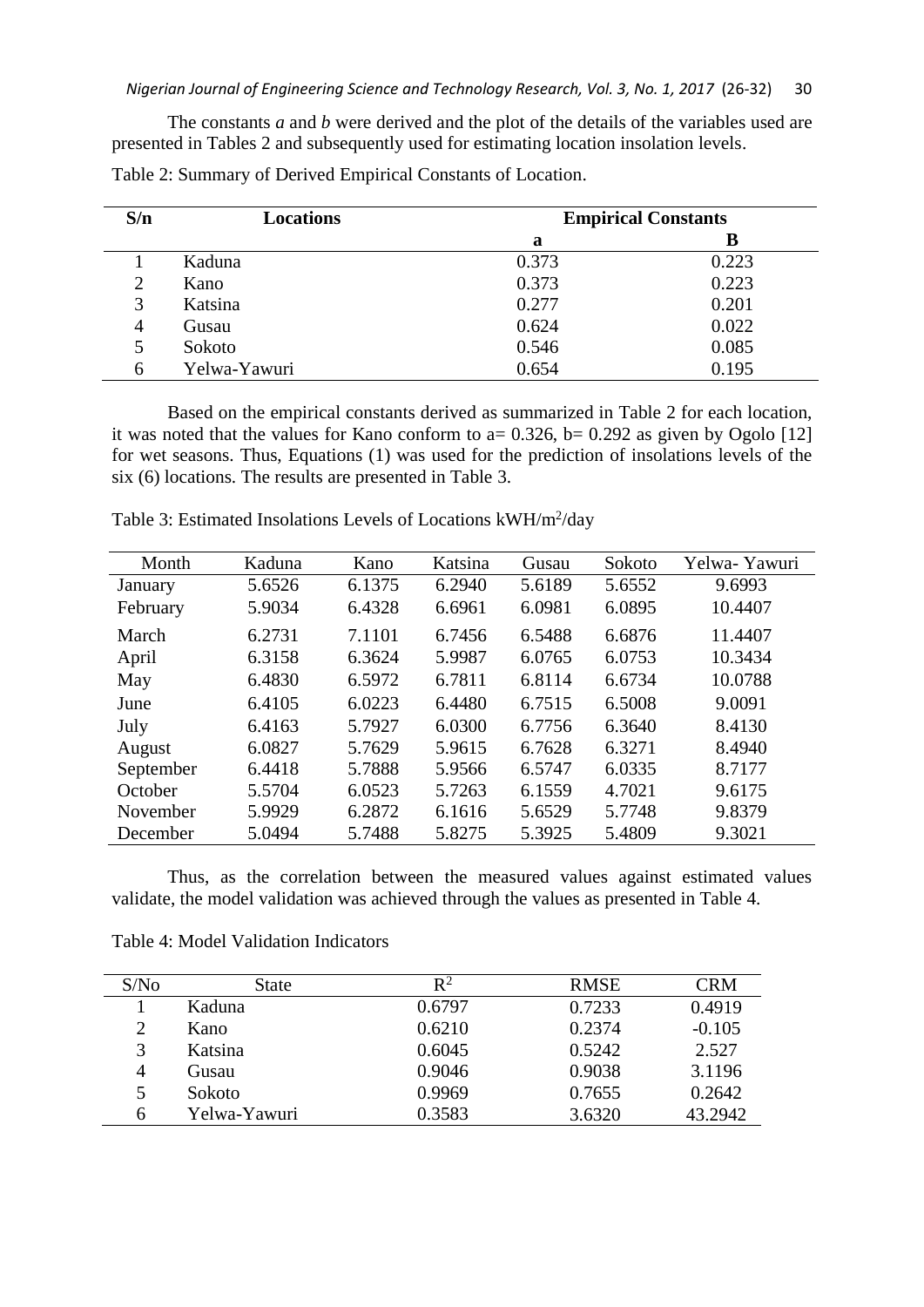The constants *a* and *b* were derived and the plot of the details of the variables used are presented in Tables 2 and subsequently used for estimating location insolation levels.

Table 2: Summary of Derived Empirical Constants of Location.

| S/n | Locations | Empirical Constants | |
|---|---|---|---|
| | | **a** | **B** |
| 1 | Kaduna | 0.373 | 0.223 |
| 2 | Kano | 0.373 | 0.223 |
| 3 | Katsina | 0.277 | 0.201 |
| 4 | Gusau | 0.624 | 0.022 |
| 5 | Sokoto | 0.546 | 0.085 |
| 6 | Yelwa-Yawuri | 0.654 | 0.195 |

Based on the empirical constants derived as summarized in Table 2 for each location, it was noted that the values for Kano conform to a= 0.326, b= 0.292 as given by Ogolo [12] for wet seasons. Thus, Equations (1) was used for the prediction of insolations levels of the six (6) locations. The results are presented in Table 3.

Table 3: Estimated Insolations Levels of Locations kWH/m$^2$/day

| Month | Kaduna | Kano | Katsina | Gusau | Sokoto | Yelwa- Yawuri |
|---|---|---|---|---|---|---|
| January | 5.6526 | 6.1375 | 6.2940 | 5.6189 | 5.6552 | 9.6993 |
| February | 5.9034 | 6.4328 | 6.6961 | 6.0981 | 6.0895 | 10.4407 |
| March | 6.2731 | 7.1101 | 6.7456 | 6.5488 | 6.6876 | 11.4407 |
| April | 6.3158 | 6.3624 | 5.9987 | 6.0765 | 6.0753 | 10.3434 |
| May | 6.4830 | 6.5972 | 6.7811 | 6.8114 | 6.6734 | 10.0788 |
| June | 6.4105 | 6.0223 | 6.4480 | 6.7515 | 6.5008 | 9.0091 |
| July | 6.4163 | 5.7927 | 6.0300 | 6.7756 | 6.3640 | 8.4130 |
| August | 6.0827 | 5.7629 | 5.9615 | 6.7628 | 6.3271 | 8.4940 |
| September | 6.4418 | 5.7888 | 5.9566 | 6.5747 | 6.0335 | 8.7177 |
| October | 5.5704 | 6.0523 | 5.7263 | 6.1559 | 4.7021 | 9.6175 |
| November | 5.9929 | 6.2872 | 6.1616 | 5.6529 | 5.7748 | 9.8379 |
| December | 5.0494 | 5.7488 | 5.8275 | 5.3925 | 5.4809 | 9.3021 |

Thus, as the correlation between the measured values against estimated values validate, the model validation was achieved through the values as presented in Table 4.

Table 4: Model Validation Indicators

| S/No | State | $R^2$ | RMSE | CRM |
|---|---|---|---|---|
| 1 | Kaduna | 0.6797 | 0.7233 | 0.4919 |
| 2 | Kano | 0.6210 | 0.2374 | -0.105 |
| 3 | Katsina | 0.6045 | 0.5242 | 2.527 |
| 4 | Gusau | 0.9046 | 0.9038 | 3.1196 |
| 5 | Sokoto | 0.9969 | 0.7655 | 0.2642 |
| 6 | Yelwa-Yawuri | 0.3583 | 3.6320 | 43.2942 |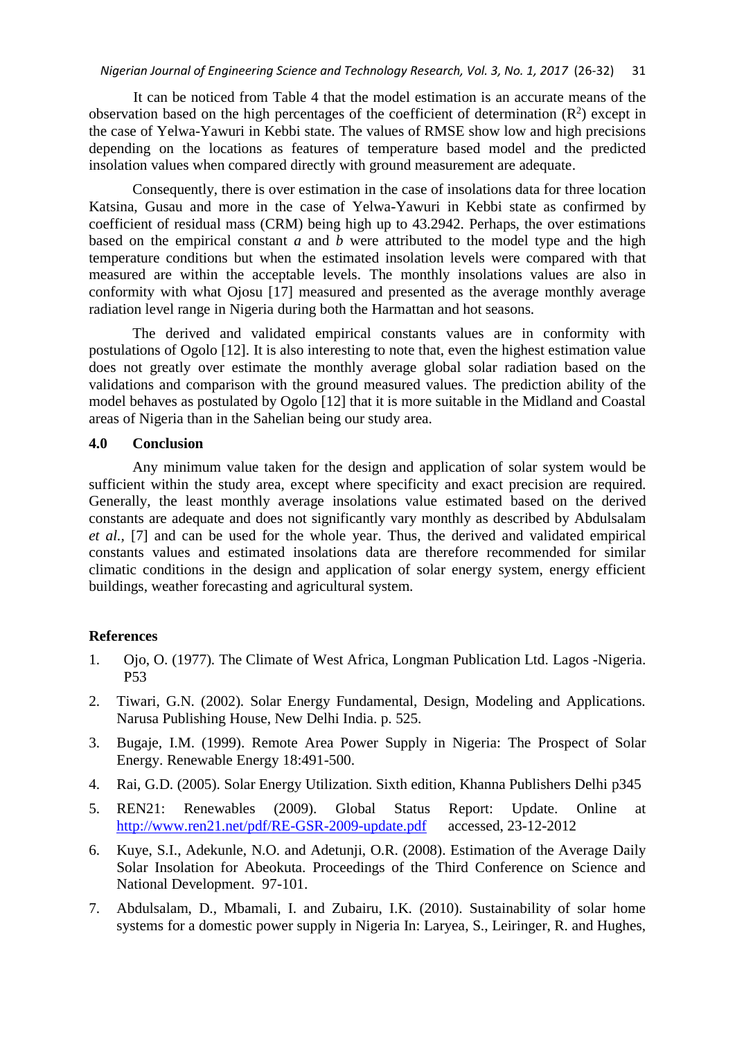It can be noticed from Table 4 that the model estimation is an accurate means of the observation based on the high percentages of the coefficient of determination ($R^2$) except in the case of Yelwa-Yawuri in Kebbi state. The values of RMSE show low and high precisions depending on the locations as features of temperature based model and the predicted insolation values when compared directly with ground measurement are adequate.

Consequently, there is over estimation in the case of insolations data for three location Katsina, Gusau and more in the case of Yelwa-Yawuri in Kebbi state as confirmed by coefficient of residual mass (CRM) being high up to 43.2942. Perhaps, the over estimations based on the empirical constant $a$ and $b$ were attributed to the model type and the high temperature conditions but when the estimated insolation levels were compared with that measured are within the acceptable levels. The monthly insolations values are also in conformity with what Ojosu [17] measured and presented as the average monthly average radiation level range in Nigeria during both the Harmattan and hot seasons.

The derived and validated empirical constants values are in conformity with postulations of Ogolo [12]. It is also interesting to note that, even the highest estimation value does not greatly over estimate the monthly average global solar radiation based on the validations and comparison with the ground measured values. The prediction ability of the model behaves as postulated by Ogolo [12] that it is more suitable in the Midland and Coastal areas of Nigeria than in the Sahelian being our study area.

## 4.0 Conclusion

Any minimum value taken for the design and application of solar system would be sufficient within the study area, except where specificity and exact precision are required. Generally, the least monthly average insolations value estimated based on the derived constants are adequate and does not significantly vary monthly as described by Abdulsalam *et al.*, [7] and can be used for the whole year. Thus, the derived and validated empirical constants values and estimated insolations data are therefore recommended for similar climatic conditions in the design and application of solar energy system, energy efficient buildings, weather forecasting and agricultural system.

## References

1. Ojo, O. (1977). The Climate of West Africa, Longman Publication Ltd. Lagos -Nigeria. P53
2. Tiwari, G.N. (2002). Solar Energy Fundamental, Design, Modeling and Applications. Narusa Publishing House, New Delhi India. p. 525.
3. Bugaje, I.M. (1999). Remote Area Power Supply in Nigeria: The Prospect of Solar Energy. Renewable Energy 18:491-500.
4. Rai, G.D. (2005). Solar Energy Utilization. Sixth edition, Khanna Publishers Delhi p345
5. REN21: Renewables (2009). Global Status Report: Update. Online at http://www.ren21.net/pdf/RE-GSR-2009-update.pdf accessed, 23-12-2012
6. Kuye, S.I., Adekunle, N.O. and Adetunji, O.R. (2008). Estimation of the Average Daily Solar Insolation for Abeokuta. Proceedings of the Third Conference on Science and National Development. 97-101.
7. Abdulsalam, D., Mbamali, I. and Zubairu, I.K. (2010). Sustainability of solar home systems for a domestic power supply in Nigeria In: Laryea, S., Leiringer, R. and Hughes,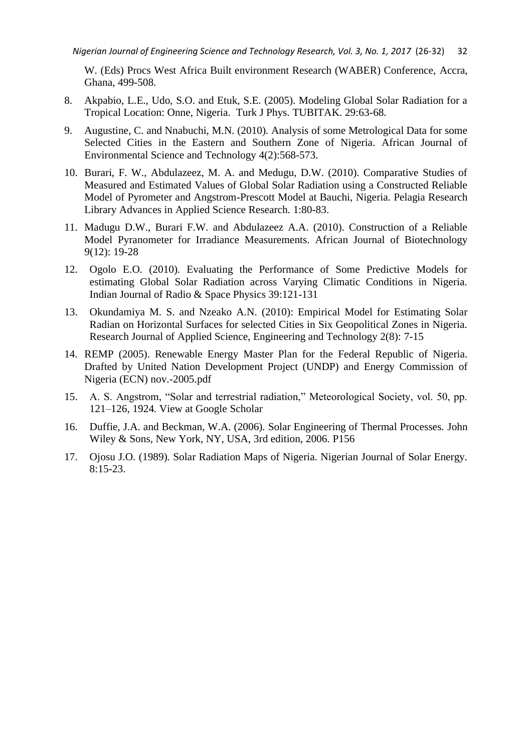W. (Eds) Procs West Africa Built environment Research (WABER) Conference, Accra, Ghana, 499-508.

8. Akpabio, L.E., Udo, S.O. and Etuk, S.E. (2005). Modeling Global Solar Radiation for a Tropical Location: Onne, Nigeria. Turk J Phys. TUBITAK. 29:63-68.
9. Augustine, C. and Nnabuchi, M.N. (2010). Analysis of some Metrological Data for some Selected Cities in the Eastern and Southern Zone of Nigeria. African Journal of Environmental Science and Technology 4(2):568-573.
10. Burari, F. W., Abdulazeez, M. A. and Medugu, D.W. (2010). Comparative Studies of Measured and Estimated Values of Global Solar Radiation using a Constructed Reliable Model of Pyrometer and Angstrom-Prescott Model at Bauchi, Nigeria. Pelagia Research Library Advances in Applied Science Research. 1:80-83.
11. Madugu D.W., Burari F.W. and Abdulazeez A.A. (2010). Construction of a Reliable Model Pyranometer for Irradiance Measurements. African Journal of Biotechnology 9(12): 19-28
12. Ogolo E.O. (2010). Evaluating the Performance of Some Predictive Models for estimating Global Solar Radiation across Varying Climatic Conditions in Nigeria. Indian Journal of Radio & Space Physics 39:121-131
13. Okundamiya M. S. and Nzeako A.N. (2010): Empirical Model for Estimating Solar Radian on Horizontal Surfaces for selected Cities in Six Geopolitical Zones in Nigeria. Research Journal of Applied Science, Engineering and Technology 2(8): 7-15
14. REMP (2005). Renewable Energy Master Plan for the Federal Republic of Nigeria. Drafted by United Nation Development Project (UNDP) and Energy Commission of Nigeria (ECN) nov.-2005.pdf
15. A. S. Angstrom, "Solar and terrestrial radiation," Meteorological Society, vol. 50, pp. 121–126, 1924. View at Google Scholar
16. Duffie, J.A. and Beckman, W.A. (2006). Solar Engineering of Thermal Processes. John Wiley & Sons, New York, NY, USA, 3rd edition, 2006. P156
17. Ojosu J.O. (1989). Solar Radiation Maps of Nigeria. Nigerian Journal of Solar Energy. 8:15-23.